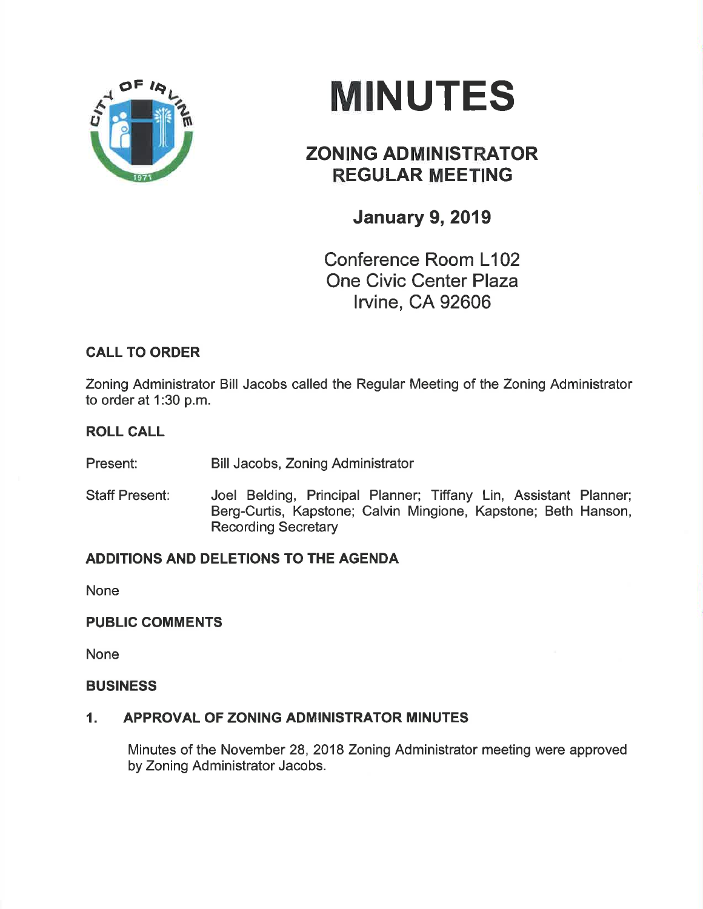# MINUTES

## ZONING ADMINISTRATOR REGULAR MEETING

### January 9, 2019

Conference Room L102
One Civic Center Plaza
Irvine, CA 92606

**CALL TO ORDER**

Zoning Administrator Bill Jacobs called the Regular Meeting of the Zoning Administrator to order at 1:30 p.m.

**ROLL CALL**

Present: Bill Jacobs, Zoning Administrator

Staff Present: Joel Belding, Principal Planner; Tiffany Lin, Assistant Planner; Berg-Curtis, Kapstone; Calvin Mingione, Kapstone; Beth Hanson, Recording Secretary

**ADDITIONS AND DELETIONS TO THE AGENDA**

None

**PUBLIC COMMENTS**

None

**BUSINESS**

**1. APPROVAL OF ZONING ADMINISTRATOR MINUTES**

Minutes of the November 28, 2018 Zoning Administrator meeting were approved by Zoning Administrator Jacobs.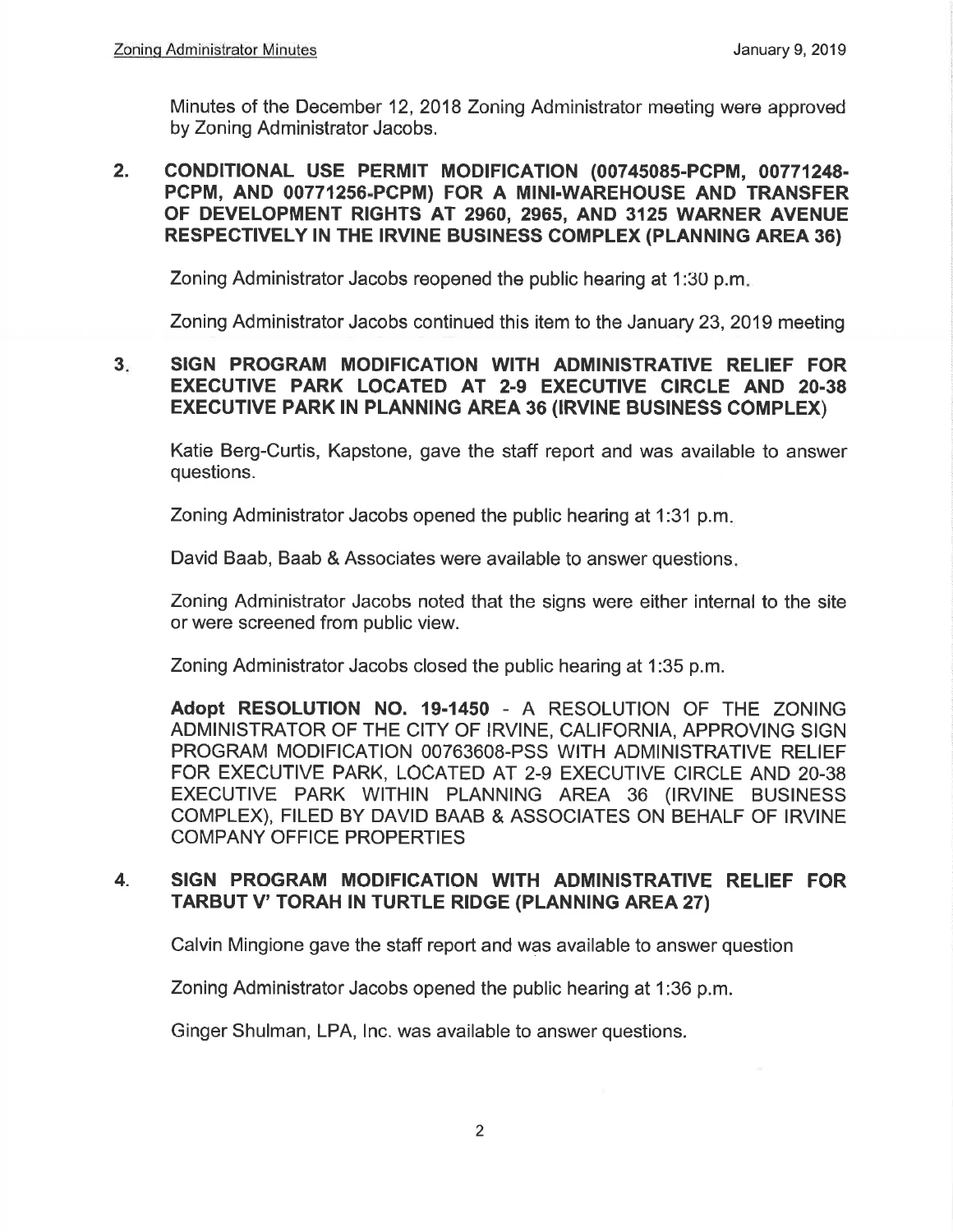Minutes of the December 12, 2018 Zoning Administrator meeting were approved by Zoning Administrator Jacobs.

2. **CONDITIONAL USE PERMIT MODIFICATION (00745085-PCPM, 00771248-PCPM, AND 00771256-PCPM) FOR A MINI-WAREHOUSE AND TRANSFER OF DEVELOPMENT RIGHTS AT 2960, 2965, AND 3125 WARNER AVENUE RESPECTIVELY IN THE IRVINE BUSINESS COMPLEX (PLANNING AREA 36)**

   Zoning Administrator Jacobs reopened the public hearing at 1:30 p.m.

   Zoning Administrator Jacobs continued this item to the January 23, 2019 meeting

3. **SIGN PROGRAM MODIFICATION WITH ADMINISTRATIVE RELIEF FOR EXECUTIVE PARK LOCATED AT 2-9 EXECUTIVE CIRCLE AND 20-38 EXECUTIVE PARK IN PLANNING AREA 36 (IRVINE BUSINESS COMPLEX)**

   Katie Berg-Curtis, Kapstone, gave the staff report and was available to answer questions.

   Zoning Administrator Jacobs opened the public hearing at 1:31 p.m.

   David Baab, Baab & Associates were available to answer questions.

   Zoning Administrator Jacobs noted that the signs were either internal to the site or were screened from public view.

   Zoning Administrator Jacobs closed the public hearing at 1:35 p.m.

   **Adopt RESOLUTION NO. 19-1450** - A RESOLUTION OF THE ZONING ADMINISTRATOR OF THE CITY OF IRVINE, CALIFORNIA, APPROVING SIGN PROGRAM MODIFICATION 00763608-PSS WITH ADMINISTRATIVE RELIEF FOR EXECUTIVE PARK, LOCATED AT 2-9 EXECUTIVE CIRCLE AND 20-38 EXECUTIVE PARK WITHIN PLANNING AREA 36 (IRVINE BUSINESS COMPLEX), FILED BY DAVID BAAB & ASSOCIATES ON BEHALF OF IRVINE COMPANY OFFICE PROPERTIES

4. **SIGN PROGRAM MODIFICATION WITH ADMINISTRATIVE RELIEF FOR TARBUT V' TORAH IN TURTLE RIDGE (PLANNING AREA 27)**

   Calvin Mingione gave the staff report and was available to answer question

   Zoning Administrator Jacobs opened the public hearing at 1:36 p.m.

   Ginger Shulman, LPA, Inc. was available to answer questions.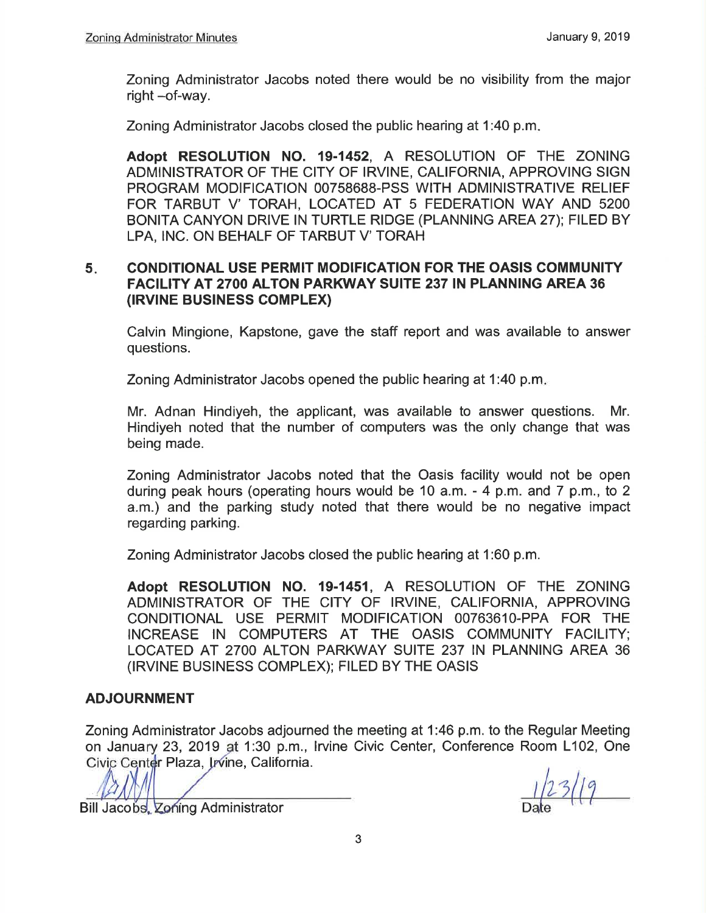Zoning Administrator Jacobs noted there would be no visibility from the major right –of-way.

Zoning Administrator Jacobs closed the public hearing at 1:40 p.m.

**Adopt RESOLUTION NO. 19-1452**, A RESOLUTION OF THE ZONING ADMINISTRATOR OF THE CITY OF IRVINE, CALIFORNIA, APPROVING SIGN PROGRAM MODIFICATION 00758688-PSS WITH ADMINISTRATIVE RELIEF FOR TARBUT V' TORAH, LOCATED AT 5 FEDERATION WAY AND 5200 BONITA CANYON DRIVE IN TURTLE RIDGE (PLANNING AREA 27); FILED BY LPA, INC. ON BEHALF OF TARBUT V' TORAH

**5. CONDITIONAL USE PERMIT MODIFICATION FOR THE OASIS COMMUNITY FACILITY AT 2700 ALTON PARKWAY SUITE 237 IN PLANNING AREA 36 (IRVINE BUSINESS COMPLEX)**

Calvin Mingione, Kapstone, gave the staff report and was available to answer questions.

Zoning Administrator Jacobs opened the public hearing at 1:40 p.m.

Mr. Adnan Hindiyeh, the applicant, was available to answer questions. Mr. Hindiyeh noted that the number of computers was the only change that was being made.

Zoning Administrator Jacobs noted that the Oasis facility would not be open during peak hours (operating hours would be 10 a.m. - 4 p.m. and 7 p.m., to 2 a.m.) and the parking study noted that there would be no negative impact regarding parking.

Zoning Administrator Jacobs closed the public hearing at 1:60 p.m.

**Adopt RESOLUTION NO. 19-1451**, A RESOLUTION OF THE ZONING ADMINISTRATOR OF THE CITY OF IRVINE, CALIFORNIA, APPROVING CONDITIONAL USE PERMIT MODIFICATION 00763610-PPA FOR THE INCREASE IN COMPUTERS AT THE OASIS COMMUNITY FACILITY; LOCATED AT 2700 ALTON PARKWAY SUITE 237 IN PLANNING AREA 36 (IRVINE BUSINESS COMPLEX); FILED BY THE OASIS

## ADJOURNMENT

Zoning Administrator Jacobs adjourned the meeting at 1:46 p.m. to the Regular Meeting on January 23, 2019 at 1:30 p.m., Irvine Civic Center, Conference Room L102, One Civic Center Plaza, Irvine, California.

Bill Jacobs, Zoning Administrator

1/23/19
Date